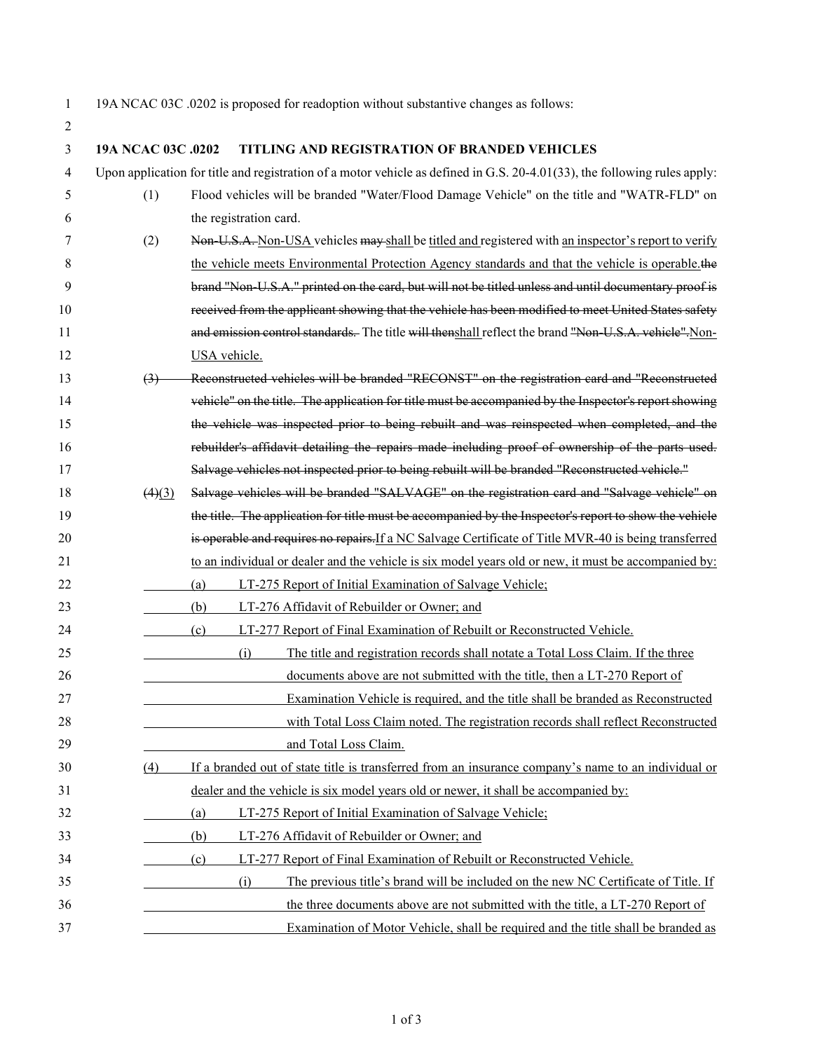19A NCAC 03C .0202 is proposed for readoption without substantive changes as follows:

**19A NCAC 03C .0202 TITLING AND REGISTRATION OF BRANDED VEHICLES**

Upon application for title and registration of a motor vehicle as defined in G.S. 20-4.01(33), the following rules apply:

(1) Flood vehicles will be branded "Water/Flood Damage Vehicle" on the title and "WATR-FLD" on the registration card.

(2) ~~Non-U.S.A.~~ Non-USA vehicles ~~may~~ shall be titled and registered with an inspector's report to verify the vehicle meets Environmental Protection Agency standards and that the vehicle is operable. ~~the brand "Non-U.S.A." printed on the card, but will not be titled unless and until documentary proof is received from the applicant showing that the vehicle has been modified to meet United States safety and emission control standards.~~ The title ~~will then~~ shall reflect the brand ~~"Non-U.S.A. vehicle".~~ Non-USA vehicle.

~~(3) Reconstructed vehicles will be branded "RECONST" on the registration card and "Reconstructed vehicle" on the title. The application for title must be accompanied by the Inspector's report showing the vehicle was inspected prior to being rebuilt and was reinspected when completed, and the rebuilder's affidavit detailing the repairs made including proof of ownership of the parts used. Salvage vehicles not inspected prior to being rebuilt will be branded "Reconstructed vehicle."~~

~~(4)~~(3) ~~Salvage vehicles will be branded "SALVAGE" on the registration card and "Salvage vehicle" on the title. The application for title must be accompanied by the Inspector's report to show the vehicle is operable and requires no repairs.~~ If a NC Salvage Certificate of Title MVR-40 is being transferred to an individual or dealer and the vehicle is six model years old or new, it must be accompanied by:

- (a) LT-275 Report of Initial Examination of Salvage Vehicle;
- (b) LT-276 Affidavit of Rebuilder or Owner; and
- (c) LT-277 Report of Final Examination of Rebuilt or Reconstructed Vehicle.
  - (i) The title and registration records shall notate a Total Loss Claim. If the three documents above are not submitted with the title, then a LT-270 Report of Examination Vehicle is required, and the title shall be branded as Reconstructed with Total Loss Claim noted. The registration records shall reflect Reconstructed and Total Loss Claim.

(4) If a branded out of state title is transferred from an insurance company's name to an individual or dealer and the vehicle is six model years old or newer, it shall be accompanied by:

- (a) LT-275 Report of Initial Examination of Salvage Vehicle;
- (b) LT-276 Affidavit of Rebuilder or Owner; and
- (c) LT-277 Report of Final Examination of Rebuilt or Reconstructed Vehicle.
  - (i) The previous title's brand will be included on the new NC Certificate of Title. If the three documents above are not submitted with the title, a LT-270 Report of Examination of Motor Vehicle, shall be required and the title shall be branded as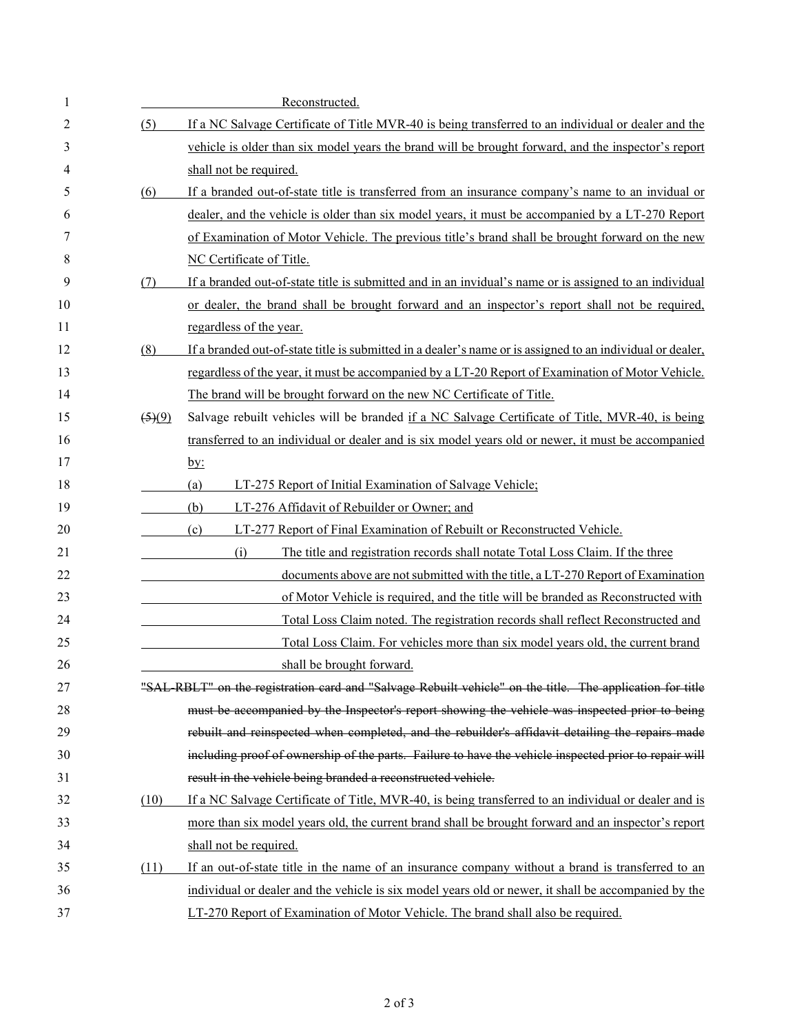Reconstructed.

(5) If a NC Salvage Certificate of Title MVR-40 is being transferred to an individual or dealer and the vehicle is older than six model years the brand will be brought forward, and the inspector's report shall not be required.

(6) If a branded out-of-state title is transferred from an insurance company's name to an invidual or dealer, and the vehicle is older than six model years, it must be accompanied by a LT-270 Report of Examination of Motor Vehicle. The previous title's brand shall be brought forward on the new NC Certificate of Title.

(7) If a branded out-of-state title is submitted and in an invidual's name or is assigned to an individual or dealer, the brand shall be brought forward and an inspector's report shall not be required, regardless of the year.

(8) If a branded out-of-state title is submitted in a dealer's name or is assigned to an individual or dealer, regardless of the year, it must be accompanied by a LT-20 Report of Examination of Motor Vehicle. The brand will be brought forward on the new NC Certificate of Title.

~~(5)~~(9) Salvage rebuilt vehicles will be branded if a NC Salvage Certificate of Title, MVR-40, is being transferred to an individual or dealer and is six model years old or newer, it must be accompanied by:

(a) LT-275 Report of Initial Examination of Salvage Vehicle;

(b) LT-276 Affidavit of Rebuilder or Owner; and

(c) LT-277 Report of Final Examination of Rebuilt or Reconstructed Vehicle.

(i) The title and registration records shall notate Total Loss Claim. If the three documents above are not submitted with the title, a LT-270 Report of Examination of Motor Vehicle is required, and the title will be branded as Reconstructed with Total Loss Claim noted. The registration records shall reflect Reconstructed and Total Loss Claim. For vehicles more than six model years old, the current brand shall be brought forward.

~~"SAL-RBLT" on the registration card and "Salvage Rebuilt vehicle" on the title. The application for title must be accompanied by the Inspector's report showing the vehicle was inspected prior to being rebuilt and reinspected when completed, and the rebuilder's affidavit detailing the repairs made including proof of ownership of the parts. Failure to have the vehicle inspected prior to repair will result in the vehicle being branded a reconstructed vehicle.~~

(10) If a NC Salvage Certificate of Title, MVR-40, is being transferred to an individual or dealer and is more than six model years old, the current brand shall be brought forward and an inspector's report shall not be required.

(11) If an out-of-state title in the name of an insurance company without a brand is transferred to an individual or dealer and the vehicle is six model years old or newer, it shall be accompanied by the LT-270 Report of Examination of Motor Vehicle. The brand shall also be required.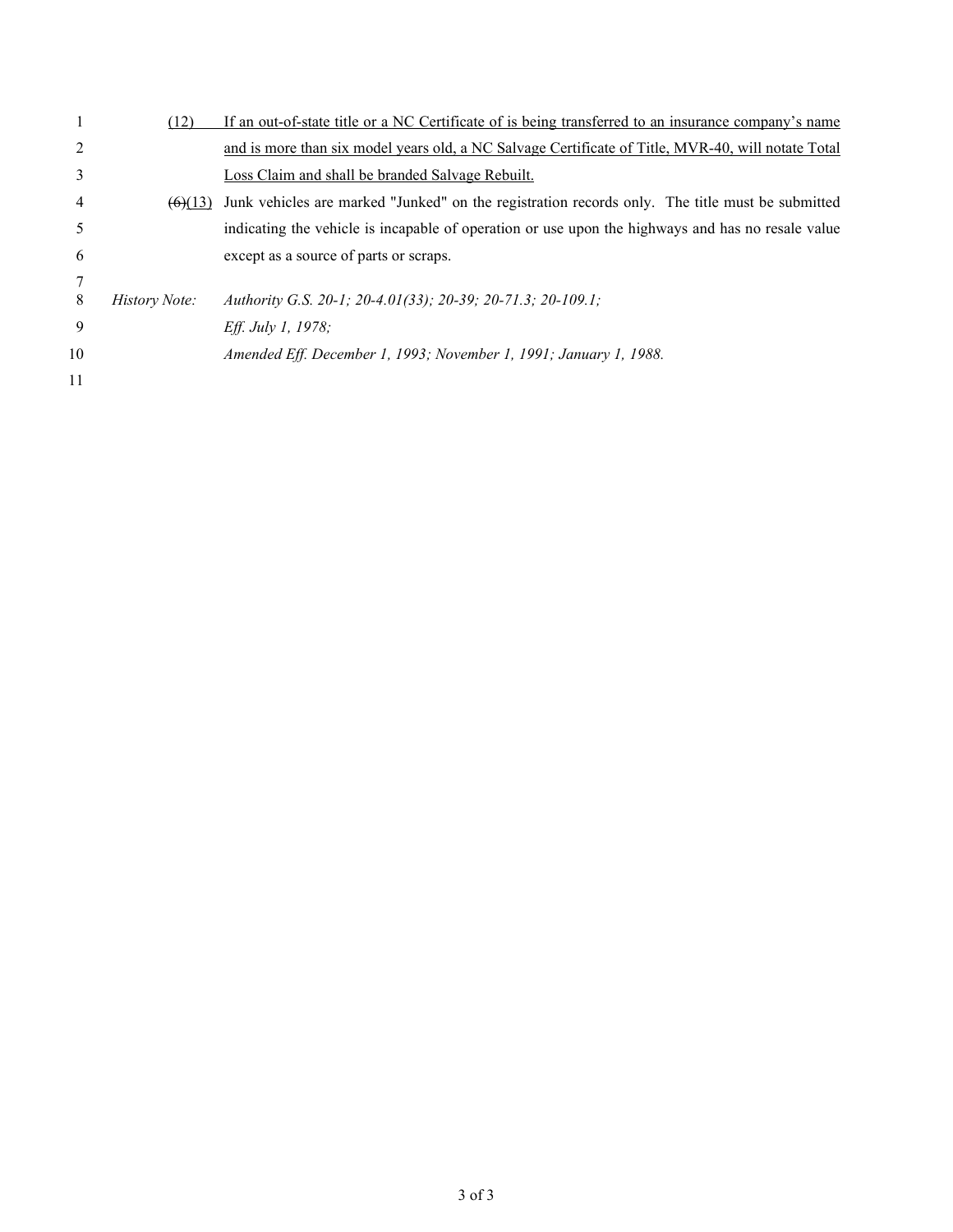(12) If an out-of-state title or a NC Certificate of is being transferred to an insurance company's name and is more than six model years old, a NC Salvage Certificate of Title, MVR-40, will notate Total Loss Claim and shall be branded Salvage Rebuilt.

~~(6)~~(13) Junk vehicles are marked "Junked" on the registration records only. The title must be submitted indicating the vehicle is incapable of operation or use upon the highways and has no resale value except as a source of parts or scraps.

*History Note: Authority G.S. 20-1; 20-4.01(33); 20-39; 20-71.3; 20-109.1;*
*Eff. July 1, 1978;*
*Amended Eff. December 1, 1993; November 1, 1991; January 1, 1988.*